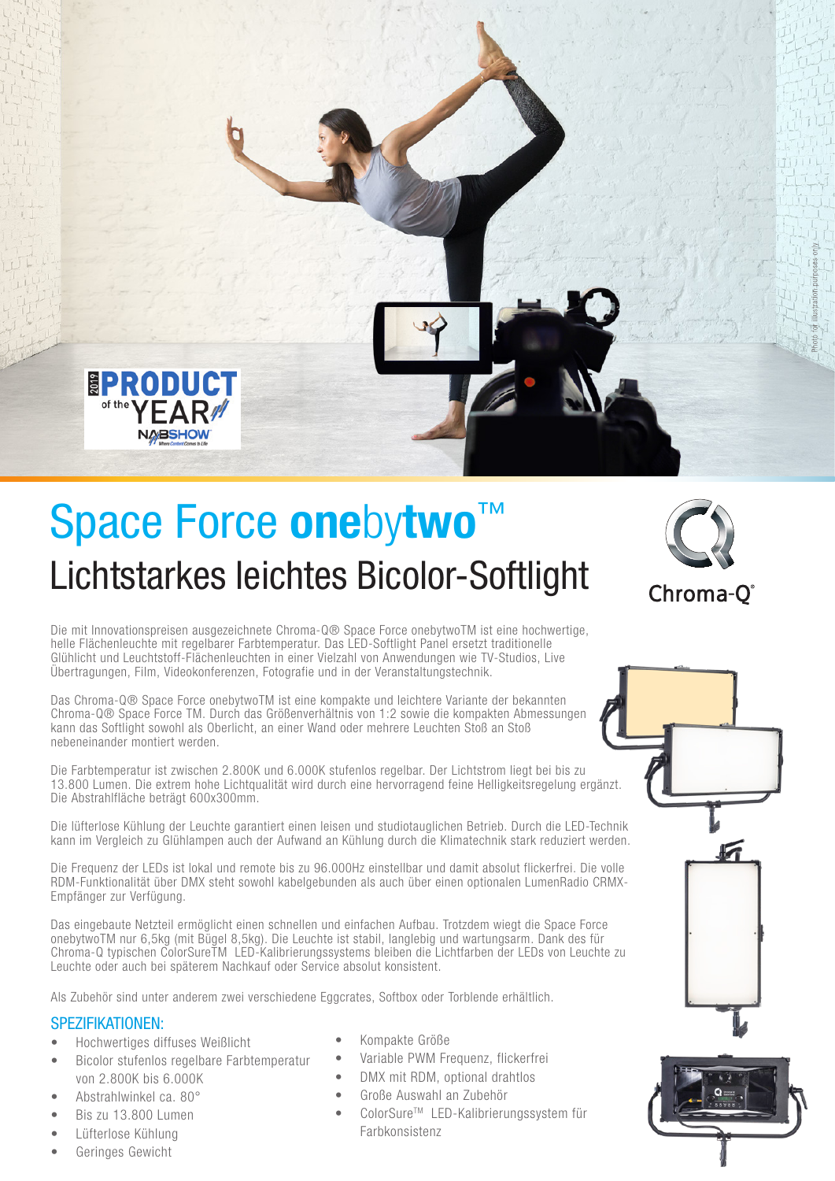# Space Force **one**by**two**™

## Lichtstarkes leichtes Bicolor-Softlight

Die mit Innovationspreisen ausgezeichnete Chroma-Q® Space Force onebytwoTM ist eine hochwertige, helle Flächenleuchte mit regelbarer Farbtemperatur. Das LED-Softlight Panel ersetzt traditionelle Glühlicht und Leuchtstoff-Flächenleuchten in einer Vielzahl von Anwendungen wie TV-Studios, Live Übertragungen, Film, Videokonferenzen, Fotografie und in der Veranstaltungstechnik.

Das Chroma-Q® Space Force onebytwoTM ist eine kompakte und leichtere Variante der bekannten Chroma-Q® Space Force TM. Durch das Größenverhältnis von 1:2 sowie die kompakten Abmessungen kann das Softlight sowohl als Oberlicht, an einer Wand oder mehrere Leuchten Stoß an Stoß nebeneinander montiert werden.

Die Farbtemperatur ist zwischen 2.800K und 6.000K stufenlos regelbar. Der Lichtstrom liegt bei bis zu 13.800 Lumen. Die extrem hohe Lichtqualität wird durch eine hervorragend feine Helligkeitsregelung ergänzt. Die Abstrahlfläche beträgt 600x300mm.

Die lüfterlose Kühlung der Leuchte garantiert einen leisen und studiotauglichen Betrieb. Durch die LED-Technik kann im Vergleich zu Glühlampen auch der Aufwand an Kühlung durch die Klimatechnik stark reduziert werden.

Die Frequenz der LEDs ist lokal und remote bis zu 96.000Hz einstellbar und damit absolut flickerfrei. Die volle RDM-Funktionalität über DMX steht sowohl kabelgebunden als auch über einen optionalen LumenRadio CRMX-Empfänger zur Verfügung.

Das eingebaute Netzteil ermöglicht einen schnellen und einfachen Aufbau. Trotzdem wiegt die Space Force onebytwoTM nur 6,5kg (mit Bügel 8,5kg). Die Leuchte ist stabil, langlebig und wartungsarm. Dank des für Chroma-Q typischen ColorSureTM LED-Kalibrierungssystems bleiben die Lichtfarben der LEDs von Leuchte zu Leuchte oder auch bei späterem Nachkauf oder Service absolut konsistent.

Als Zubehör sind unter anderem zwei verschiedene Eggcrates, Softbox oder Torblende erhältlich.

### SPEZIFIKATIONEN:

- Hochwertiges diffuses Weißlicht
- Bicolor stufenlos regelbare Farbtemperatur von 2.800K bis 6.000K
- Abstrahlwinkel ca. 80°
- Bis zu 13.800 Lumen
- Lüfterlose Kühlung
- Geringes Gewicht
- Kompakte Größe
- Variable PWM Frequenz, flickerfrei
- DMX mit RDM, optional drahtlos
- Große Auswahl an Zubehör
- ColorSure™ LED-Kalibrierungssystem für Farbkonsistenz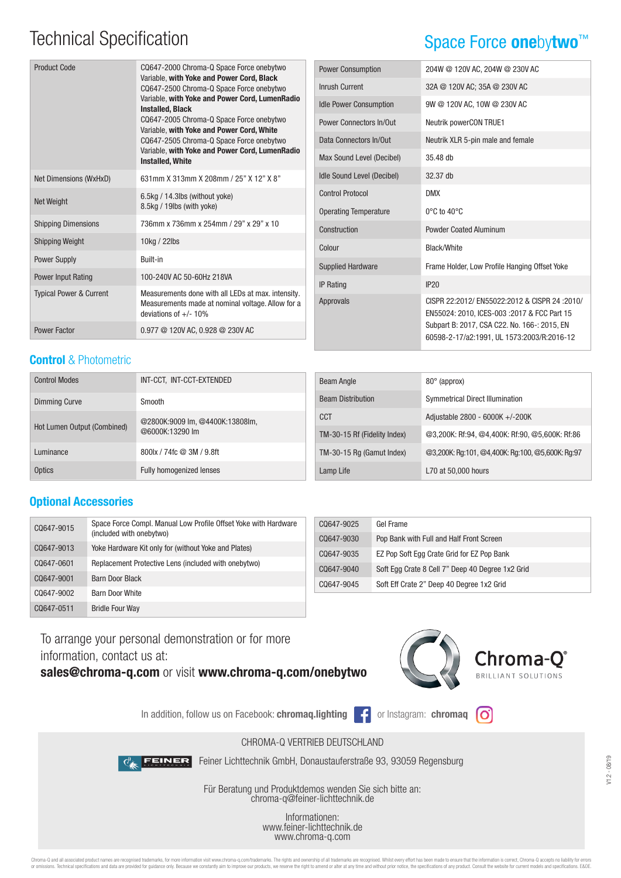# Technical Specification

## Space Force onebytwo™

| | |
|---|---|
| Product Code | CQ647-2000 Chroma-Q Space Force onebytwo Variable, **with Yoke and Power Cord, Black**<br>CQ647-2500 Chroma-Q Space Force onebytwo Variable, **with Yoke and Power Cord, LumenRadio Installed, Black**<br>CQ647-2005 Chroma-Q Space Force onebytwo Variable, **with Yoke and Power Cord, White**<br>CQ647-2505 Chroma-Q Space Force onebytwo Variable, **with Yoke and Power Cord, LumenRadio Installed, White** |
| Net Dimensions (WxHxD) | 631mm X 313mm X 208mm / 25” X 12” X 8” |
| Net Weight | 6.5kg / 14.3lbs (without yoke)<br>8.5kg / 19lbs (with yoke) |
| Shipping Dimensions | 736mm x 736mm x 254mm / 29” x 29” x 10 |
| Shipping Weight | 10kg / 22lbs |
| Power Supply | Built-in |
| Power Input Rating | 100-240V AC 50-60Hz 218VA |
| Typical Power & Current | Measurements done with all LEDs at max. intensity. Measurements made at nominal voltage. Allow for a deviations of +/- 10% |
| Power Factor | 0.977 @ 120V AC, 0.928 @ 230V AC |

| | |
|---|---|
| Power Consumption | 204W @ 120V AC, 204W @ 230V AC |
| Inrush Current | 32A @ 120V AC; 35A @ 230V AC |
| Idle Power Consumption | 9W @ 120V AC, 10W @ 230V AC |
| Power Connectors In/Out | Neutrik powerCON TRUE1 |
| Data Connectors In/Out | Neutrik XLR 5-pin male and female |
| Max Sound Level (Decibel) | 35.48 db |
| Idle Sound Level (Decibel) | 32.37 db |
| Control Protocol | DMX |
| Operating Temperature | 0°C to 40°C |
| Construction | Powder Coated Aluminum |
| Colour | Black/White |
| Supplied Hardware | Frame Holder, Low Profile Hanging Offset Yoke |
| IP Rating | IP20 |
| Approvals | CISPR 22:2012/ EN55022:2012 & CISPR 24 :2010/ EN55024: 2010, ICES-003 :2017 & FCC Part 15 Subpart B: 2017, CSA C22. No. 166-: 2015, EN 60598-2-17/a2:1991, UL 1573:2003/R:2016-12 |

## Control & Photometric

| | |
|---|---|
| Control Modes | INT-CCT, INT-CCT-EXTENDED |
| Dimming Curve | Smooth |
| Hot Lumen Output (Combined) | @2800K:9009 lm, @4400K:13808lm, @6000K:13290 lm |
| Luminance | 800lx / 74fc @ 3M / 9.8ft |
| Optics | Fully homogenized lenses |

| | |
|---|---|
| Beam Angle | 80° (approx) |
| Beam Distribution | Symmetrical Direct Illumination |
| CCT | Adjustable 2800 - 6000K +/-200K |
| TM-30-15 Rf (Fidelity Index) | @3,200K: Rf:94, @4,400K: Rf:90, @5,600K: Rf:86 |
| TM-30-15 Rg (Gamut Index) | @3,200K: Rg:101, @4,400K: Rg:100, @5,600K: Rg:97 |
| Lamp Life | L70 at 50,000 hours |

## Optional Accessories

| | |
|---|---|
| CQ647-9015 | Space Force Compl. Manual Low Profile Offset Yoke with Hardware (included with onebytwo) |
| CQ647-9013 | Yoke Hardware Kit only for (without Yoke and Plates) |
| CQ647-0601 | Replacement Protective Lens (included with onebytwo) |
| CQ647-9001 | Barn Door Black |
| CQ647-9002 | Barn Door White |
| CQ647-0511 | Bridle Four Way |

| | |
|---|---|
| CQ647-9025 | Gel Frame |
| CQ647-9030 | Pop Bank with Full and Half Front Screen |
| CQ647-9035 | EZ Pop Soft Egg Crate Grid for EZ Pop Bank |
| CQ647-9040 | Soft Egg Crate 8 Cell 7” Deep 40 Degree 1x2 Grid |
| CQ647-9045 | Soft Eff Crate 2” Deep 40 Degree 1x2 Grid |

To arrange your personal demonstration or for more information, contact us at:
**sales@chroma-q.com** or visit **www.chroma-q.com/onebytwo**

Chroma-Q®
BRILLIANT SOLUTIONS

In addition, follow us on Facebook: **chromaq.lighting** or Instagram: **chromaq**

CHROMA-Q VERTRIEB DEUTSCHLAND

FEINER Feiner Lichttechnik GmbH, Donaustauferstraße 93, 93059 Regensburg

Für Beratung und Produktdemos wenden Sie sich bitte an:
chroma-q@feiner-lichttechnik.de

Informationen:
www.feiner-lichttechnik.de
www.chroma-q.com

V1.2 - 08/19

Chroma-Q and all associated product names are recognised trademarks, for more information visit www.chroma-q.com/trademarks. The rights and ownership of all trademarks are recognised. Whilst every effort has been made to ensure that the information is correct, Chroma-Q accepts no liability for errors or omissions. Technical specifications and data are provided for guidance only. Because we constantly aim to improve our products, we reserve the right to amend or alter at any time and without prior notice, the specifications of any product. Consult the website for current models and specifications. E&OE.